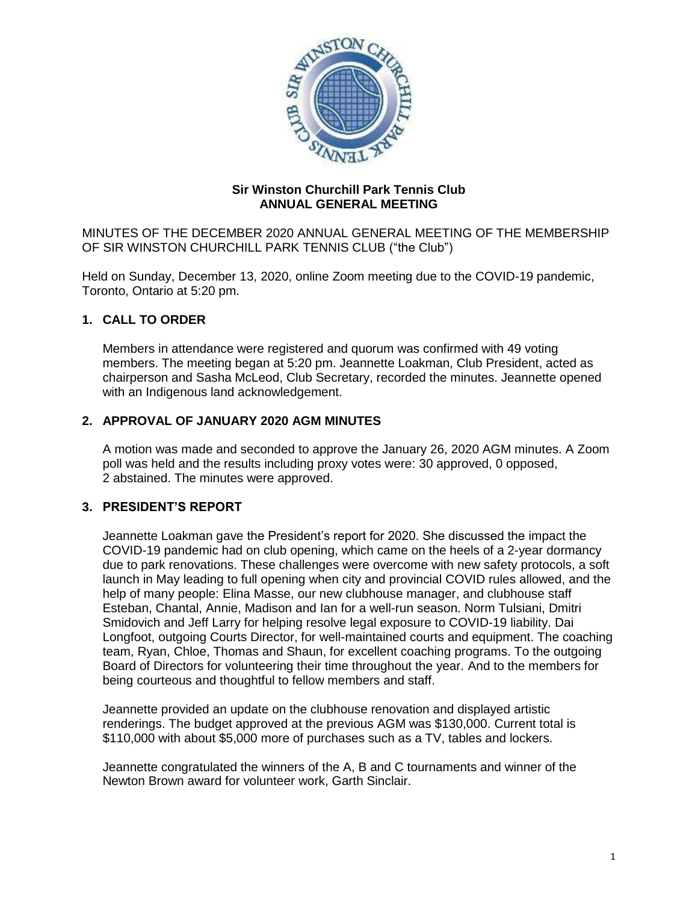**Sir Winston Churchill Park Tennis Club**
**ANNUAL GENERAL MEETING**

MINUTES OF THE DECEMBER 2020 ANNUAL GENERAL MEETING OF THE MEMBERSHIP OF SIR WINSTON CHURCHILL PARK TENNIS CLUB ("the Club")

Held on Sunday, December 13, 2020, online Zoom meeting due to the COVID-19 pandemic, Toronto, Ontario at 5:20 pm.

## 1. CALL TO ORDER

Members in attendance were registered and quorum was confirmed with 49 voting members. The meeting began at 5:20 pm. Jeannette Loakman, Club President, acted as chairperson and Sasha McLeod, Club Secretary, recorded the minutes. Jeannette opened with an Indigenous land acknowledgement.

## 2. APPROVAL OF JANUARY 2020 AGM MINUTES

A motion was made and seconded to approve the January 26, 2020 AGM minutes. A Zoom poll was held and the results including proxy votes were: 30 approved, 0 opposed, 2 abstained. The minutes were approved.

## 3. PRESIDENT'S REPORT

Jeannette Loakman gave the President's report for 2020. She discussed the impact the COVID-19 pandemic had on club opening, which came on the heels of a 2-year dormancy due to park renovations. These challenges were overcome with new safety protocols, a soft launch in May leading to full opening when city and provincial COVID rules allowed, and the help of many people: Elina Masse, our new clubhouse manager, and clubhouse staff Esteban, Chantal, Annie, Madison and Ian for a well-run season. Norm Tulsiani, Dmitri Smidovich and Jeff Larry for helping resolve legal exposure to COVID-19 liability. Dai Longfoot, outgoing Courts Director, for well-maintained courts and equipment. The coaching team, Ryan, Chloe, Thomas and Shaun, for excellent coaching programs. To the outgoing Board of Directors for volunteering their time throughout the year. And to the members for being courteous and thoughtful to fellow members and staff.

Jeannette provided an update on the clubhouse renovation and displayed artistic renderings. The budget approved at the previous AGM was $130,000. Current total is $110,000 with about $5,000 more of purchases such as a TV, tables and lockers.

Jeannette congratulated the winners of the A, B and C tournaments and winner of the Newton Brown award for volunteer work, Garth Sinclair.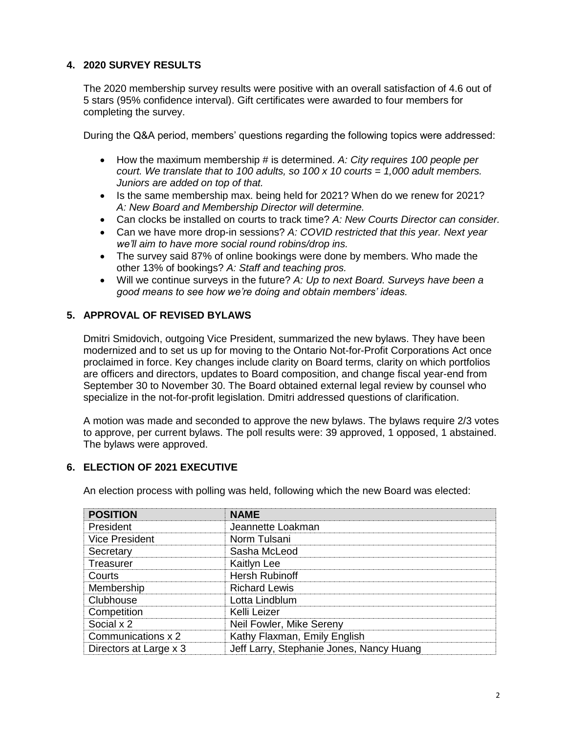## 4. 2020 SURVEY RESULTS

The 2020 membership survey results were positive with an overall satisfaction of 4.6 out of 5 stars (95% confidence interval). Gift certificates were awarded to four members for completing the survey.

During the Q&A period, members' questions regarding the following topics were addressed:

- How the maximum membership # is determined. *A: City requires 100 people per court. We translate that to 100 adults, so 100 x 10 courts = 1,000 adult members. Juniors are added on top of that.*
- Is the same membership max. being held for 2021? When do we renew for 2021? *A: New Board and Membership Director will determine.*
- Can clocks be installed on courts to track time? *A: New Courts Director can consider.*
- Can we have more drop-in sessions? *A: COVID restricted that this year. Next year we'll aim to have more social round robins/drop ins.*
- The survey said 87% of online bookings were done by members. Who made the other 13% of bookings? *A: Staff and teaching pros.*
- Will we continue surveys in the future? *A: Up to next Board. Surveys have been a good means to see how we're doing and obtain members' ideas.*

## 5. APPROVAL OF REVISED BYLAWS

Dmitri Smidovich, outgoing Vice President, summarized the new bylaws. They have been modernized and to set us up for moving to the Ontario Not-for-Profit Corporations Act once proclaimed in force. Key changes include clarity on Board terms, clarity on which portfolios are officers and directors, updates to Board composition, and change fiscal year-end from September 30 to November 30. The Board obtained external legal review by counsel who specialize in the not-for-profit legislation. Dmitri addressed questions of clarification.

A motion was made and seconded to approve the new bylaws. The bylaws require 2/3 votes to approve, per current bylaws. The poll results were: 39 approved, 1 opposed, 1 abstained. The bylaws were approved.

## 6. ELECTION OF 2021 EXECUTIVE

An election process with polling was held, following which the new Board was elected:

| POSITION | NAME |
|---|---|
| President | Jeannette Loakman |
| Vice President | Norm Tulsani |
| Secretary | Sasha McLeod |
| Treasurer | Kaitlyn Lee |
| Courts | Hersh Rubinoff |
| Membership | Richard Lewis |
| Clubhouse | Lotta Lindblum |
| Competition | Kelli Leizer |
| Social x 2 | Neil Fowler, Mike Sereny |
| Communications x 2 | Kathy Flaxman, Emily English |
| Directors at Large x 3 | Jeff Larry, Stephanie Jones, Nancy Huang |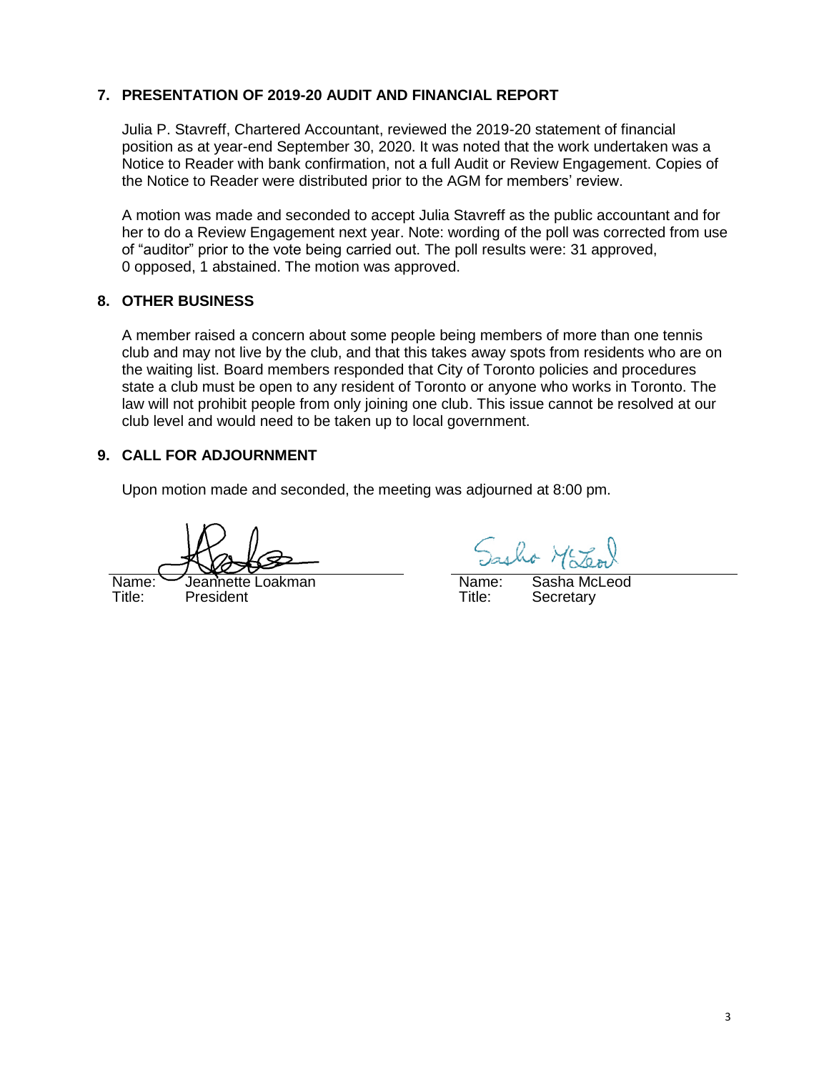## 7. PRESENTATION OF 2019-20 AUDIT AND FINANCIAL REPORT

Julia P. Stavreff, Chartered Accountant, reviewed the 2019-20 statement of financial position as at year-end September 30, 2020. It was noted that the work undertaken was a Notice to Reader with bank confirmation, not a full Audit or Review Engagement. Copies of the Notice to Reader were distributed prior to the AGM for members' review.

A motion was made and seconded to accept Julia Stavreff as the public accountant and for her to do a Review Engagement next year. Note: wording of the poll was corrected from use of "auditor" prior to the vote being carried out. The poll results were: 31 approved, 0 opposed, 1 abstained. The motion was approved.

## 8. OTHER BUSINESS

A member raised a concern about some people being members of more than one tennis club and may not live by the club, and that this takes away spots from residents who are on the waiting list. Board members responded that City of Toronto policies and procedures state a club must be open to any resident of Toronto or anyone who works in Toronto. The law will not prohibit people from only joining one club. This issue cannot be resolved at our club level and would need to be taken up to local government.

## 9. CALL FOR ADJOURNMENT

Upon motion made and seconded, the meeting was adjourned at 8:00 pm.

Name: Jeannette Loakman
Title: President

Name: Sasha McLeod
Title: Secretary